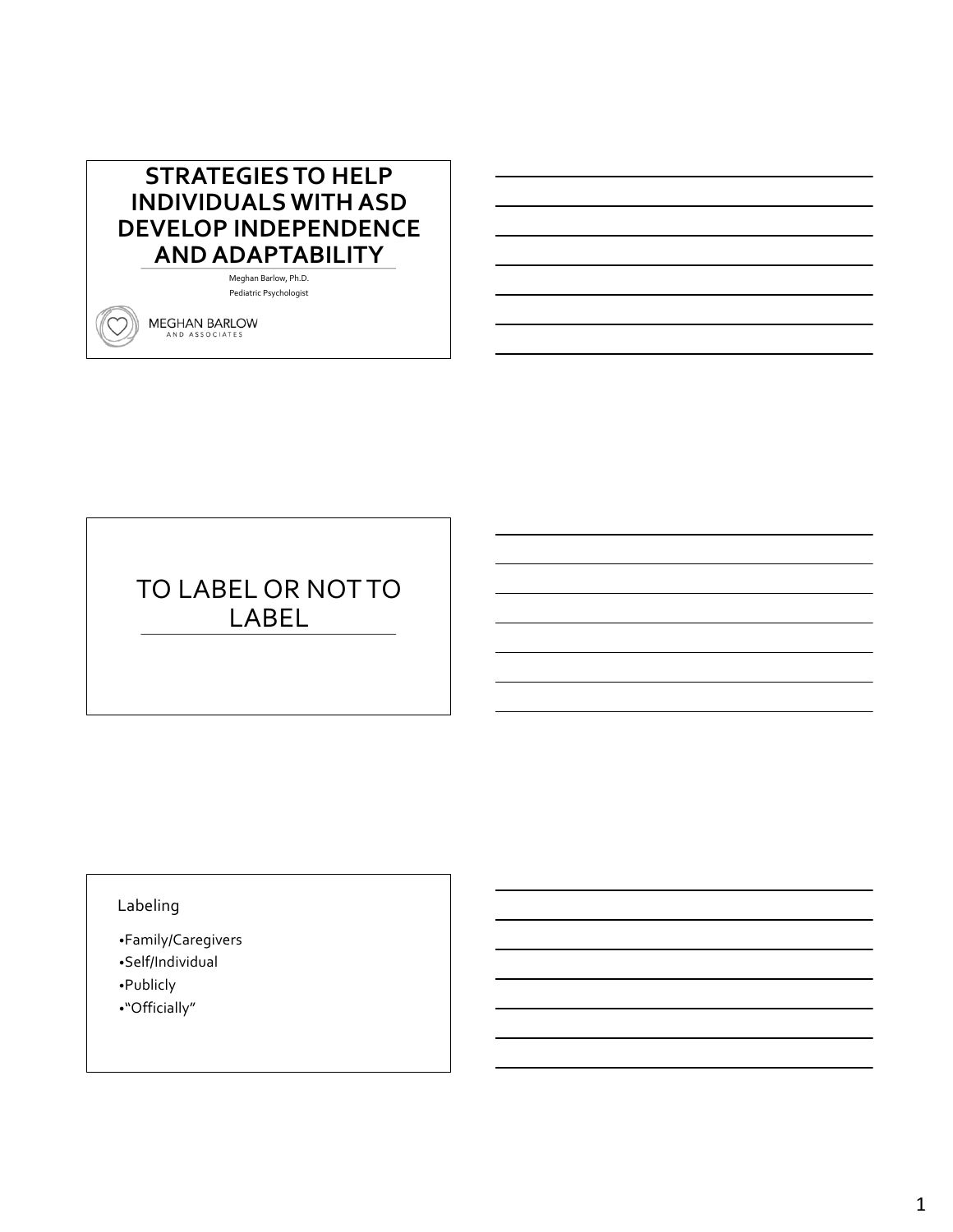# STRATEGIES TO HELP INDIVIDUALS WITH ASD DEVELOP INDEPENDENCE AND ADAPTABILITY

Meghan Barlow, Ph.D.

Pediatric Psychologist

MEGHAN BARLOW AND ASSOCIATES

## TO LABEL OR NOT TO LABEL

### Labeling

- Family/Caregivers
- Self/Individual
- Publicly
- "Officially"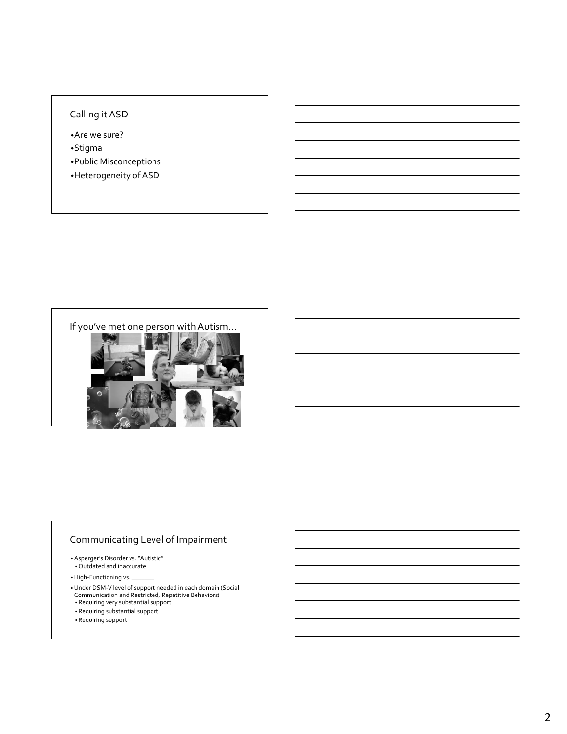## Calling it ASD

- Are we sure?
- Stigma
- Public Misconceptions
- Heterogeneity of ASD

## If you've met one person with Autism…

## Communicating Level of Impairment

- Asperger's Disorder vs. "Autistic"
  - Outdated and inaccurate
- High-Functioning vs. _______
- Under DSM-V level of support needed in each domain (Social Communication and Restricted, Repetitive Behaviors)
  - Requiring very substantial support
  - Requiring substantial support
  - Requiring support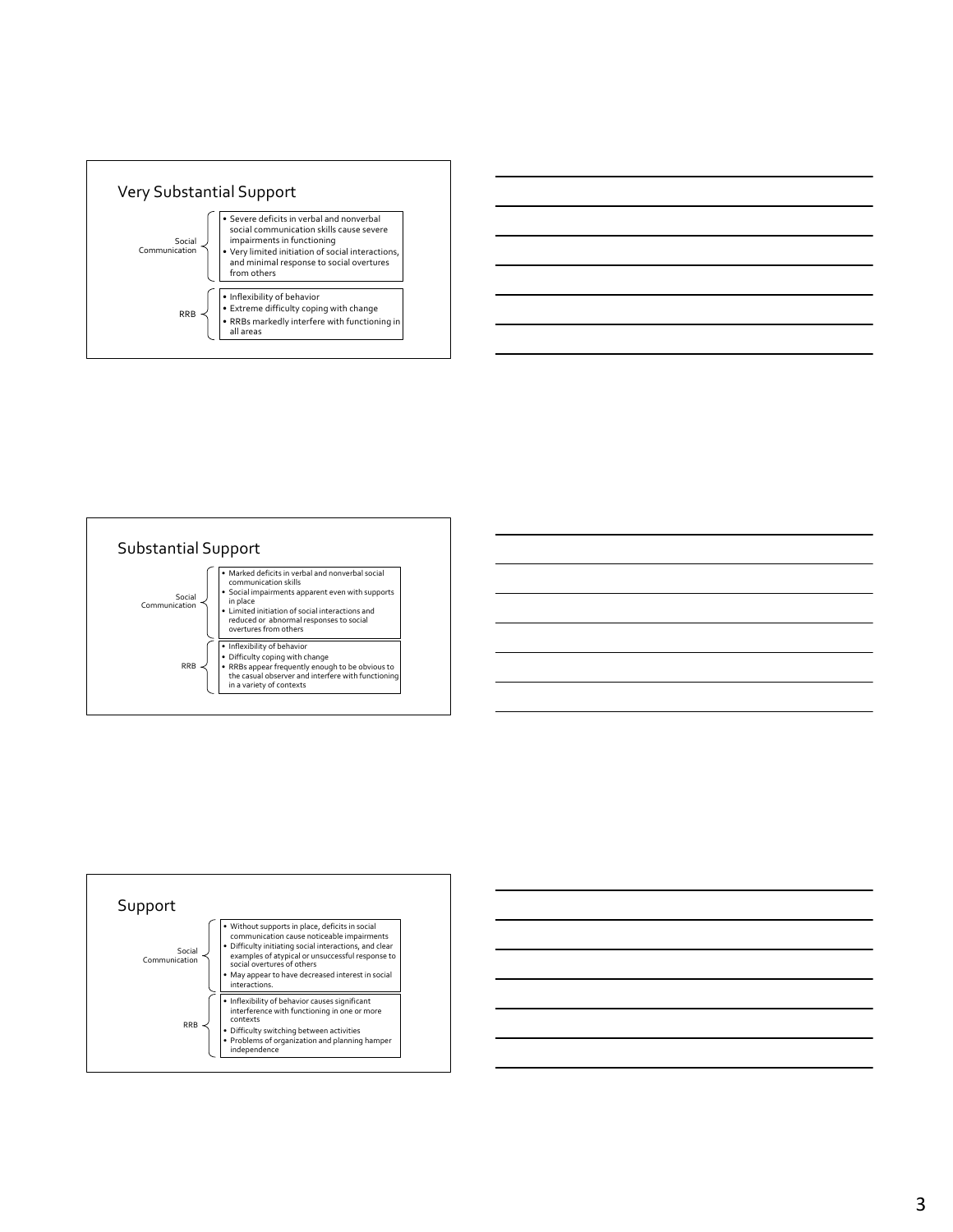## Very Substantial Support

**Social Communication**
- Severe deficits in verbal and nonverbal social communication skills cause severe impairments in functioning
- Very limited initiation of social interactions, and minimal response to social overtures from others

**RRB**
- Inflexibility of behavior
- Extreme difficulty coping with change
- RRBs markedly interfere with functioning in all areas

## Substantial Support

**Social Communication**
- Marked deficits in verbal and nonverbal social communication skills
- Social impairments apparent even with supports in place
- Limited initiation of social interactions and reduced or abnormal responses to social overtures from others

**RRB**
- Inflexibility of behavior
- Difficulty coping with change
- RRBs appear frequently enough to be obvious to the casual observer and interfere with functioning in a variety of contexts

## Support

**Social Communication**
- Without supports in place, deficits in social communication cause noticeable impairments
- Difficulty initiating social interactions, and clear examples of atypical or unsuccessful response to social overtures of others
- May appear to have decreased interest in social interactions.

**RRB**
- Inflexibility of behavior causes significant interference with functioning in one or more contexts
- Difficulty switching between activities
- Problems of organization and planning hamper independence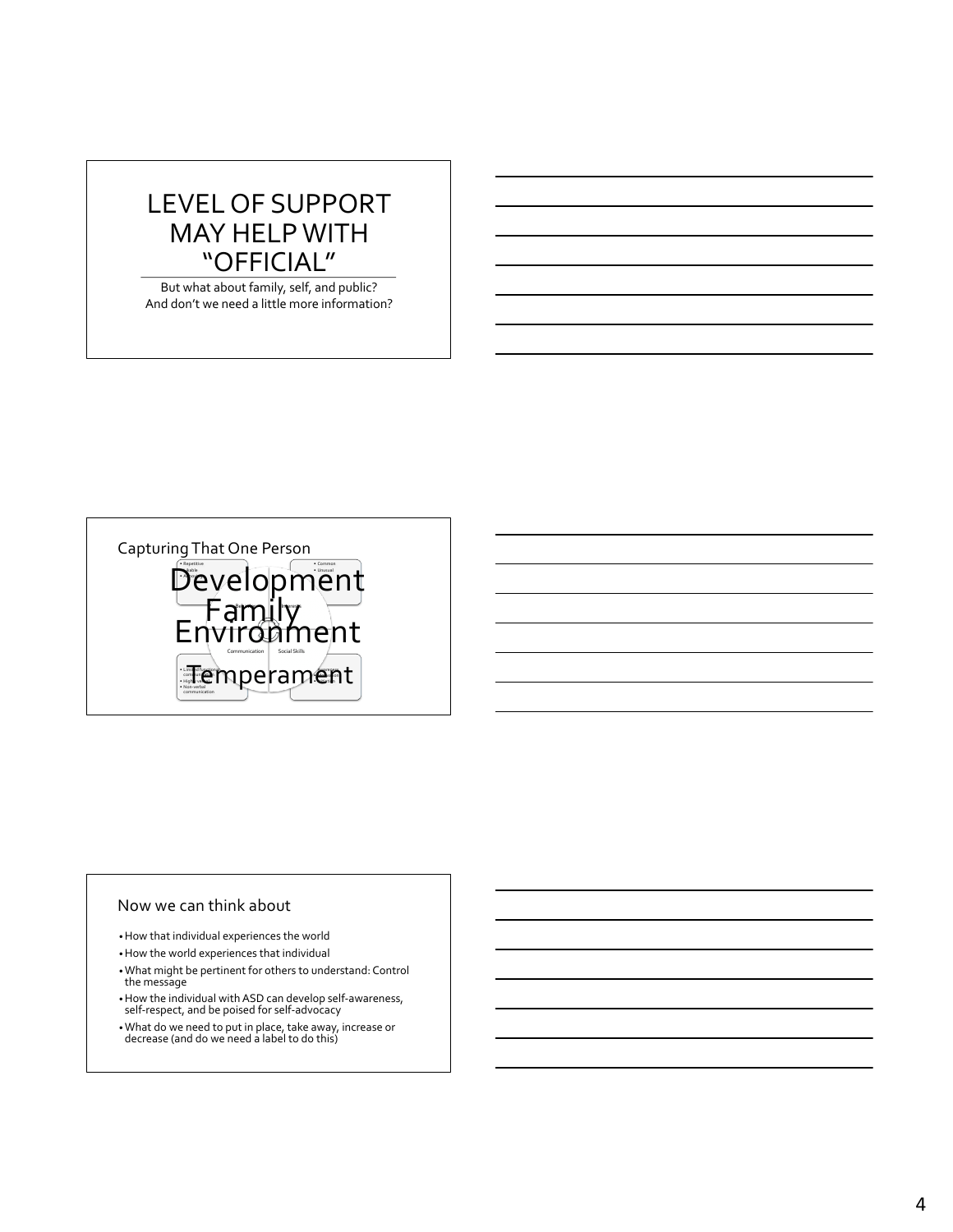# LEVEL OF SUPPORT MAY HELP WITH "OFFICIAL"

But what about family, self, and public?
And don't we need a little more information?

## Capturing That One Person

Development
Family
Environment
Temperament

- Repetitive
- Variable

- Common
- Unusual

Behaviors | Interests

Communication | Social Skills

- Limited functional communication
- Highly verbal
- Non-verbal communication

## Now we can think about

- How that individual experiences the world
- How the world experiences that individual
- What might be pertinent for others to understand: Control the message
- How the individual with ASD can develop self-awareness, self-respect, and be poised for self-advocacy
- What do we need to put in place, take away, increase or decrease (and do we need a label to do this)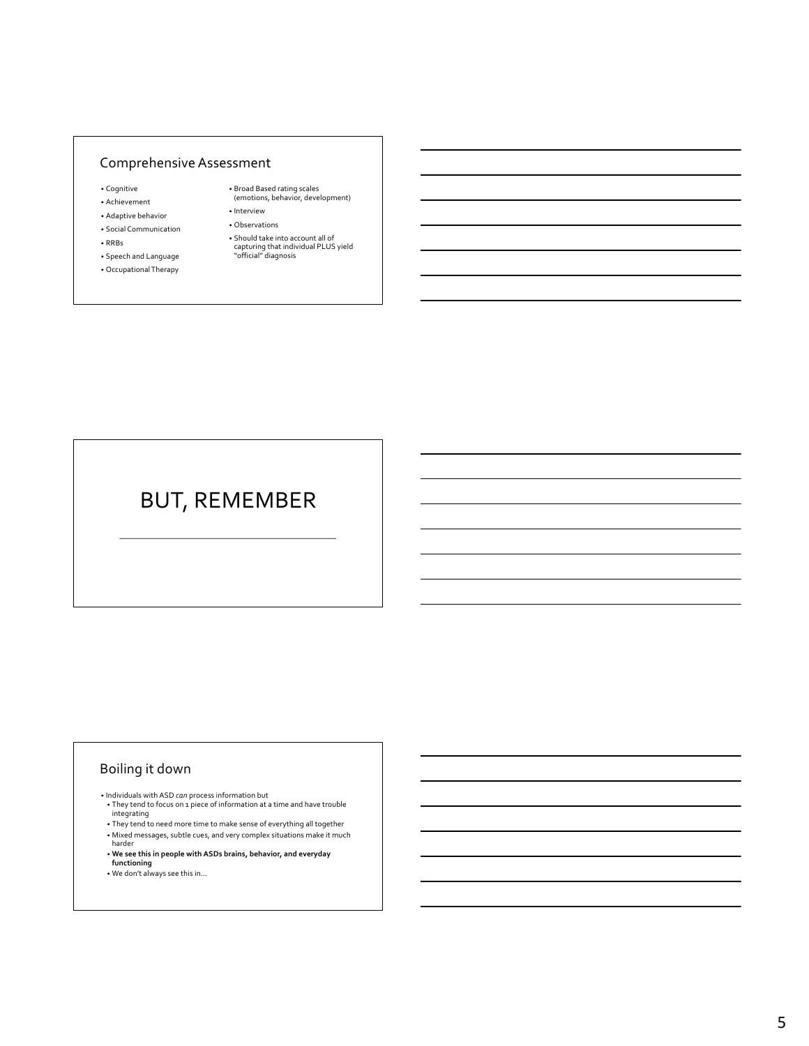## Comprehensive Assessment

- Cognitive
- Achievement
- Adaptive behavior
- Social Communication
- RRBs
- Speech and Language
- Occupational Therapy
- Broad Based rating scales (emotions, behavior, development)
- Interview
- Observations
- Should take into account all of capturing that individual PLUS yield "official" diagnosis

## BUT, REMEMBER

## Boiling it down

- Individuals with ASD *can* process information but
  - They tend to focus on 1 piece of information at a time and have trouble integrating
  - They tend to need more time to make sense of everything all together
  - Mixed messages, subtle cues, and very complex situations make it much harder
  - **We see this in people with ASDs brains, behavior, and everyday functioning**
  - We don't always see this in…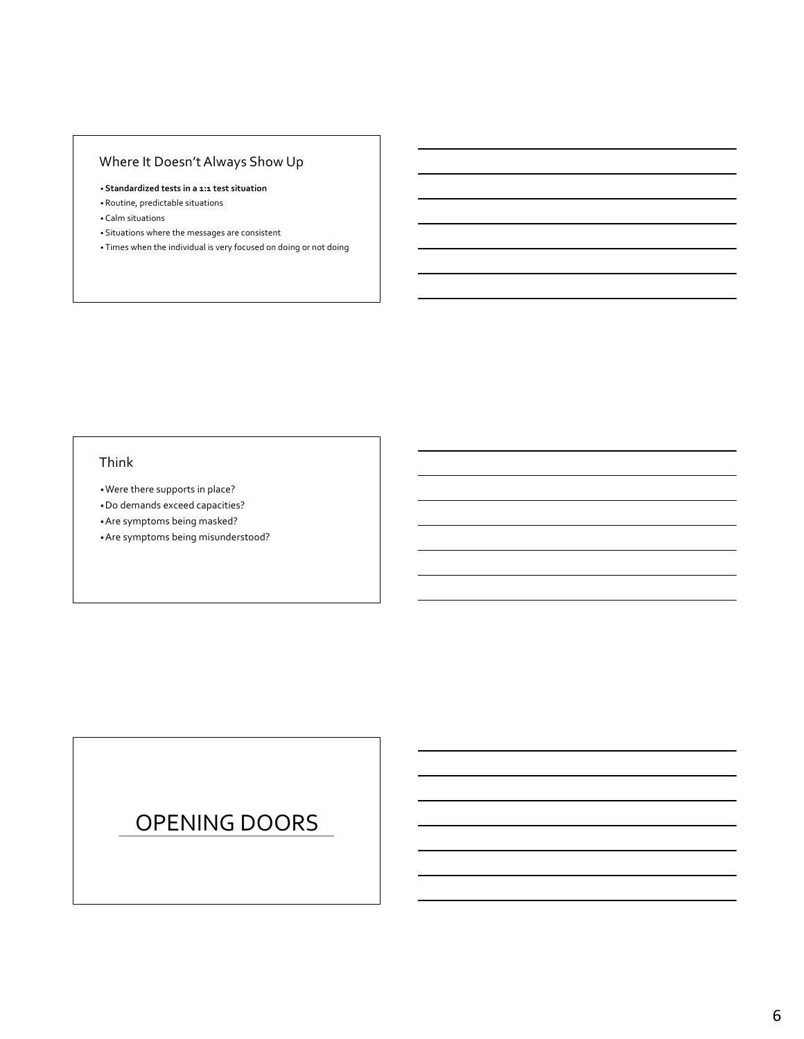## Where It Doesn't Always Show Up

- **Standardized tests in a 1:1 test situation**
- Routine, predictable situations
- Calm situations
- Situations where the messages are consistent
- Times when the individual is very focused on doing or not doing

## Think

- Were there supports in place?
- Do demands exceed capacities?
- Are symptoms being masked?
- Are symptoms being misunderstood?

# OPENING DOORS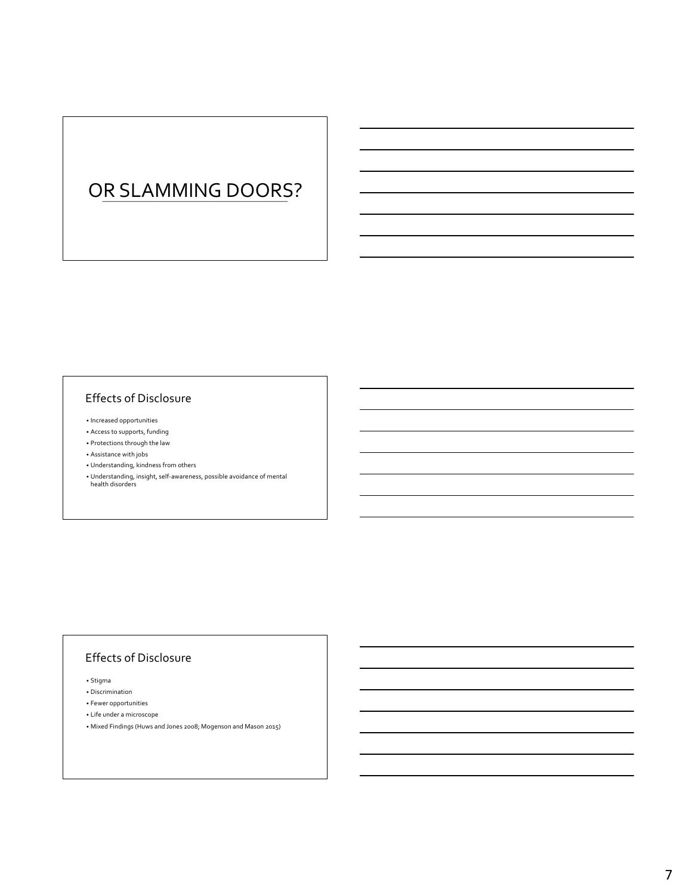# OR SLAMMING DOORS?

## Effects of Disclosure

- Increased opportunities
- Access to supports, funding
- Protections through the law
- Assistance with jobs
- Understanding, kindness from others
- Understanding, insight, self-awareness, possible avoidance of mental health disorders

## Effects of Disclosure

- Stigma
- Discrimination
- Fewer opportunities
- Life under a microscope
- Mixed Findings (Huws and Jones 2008; Mogenson and Mason 2015)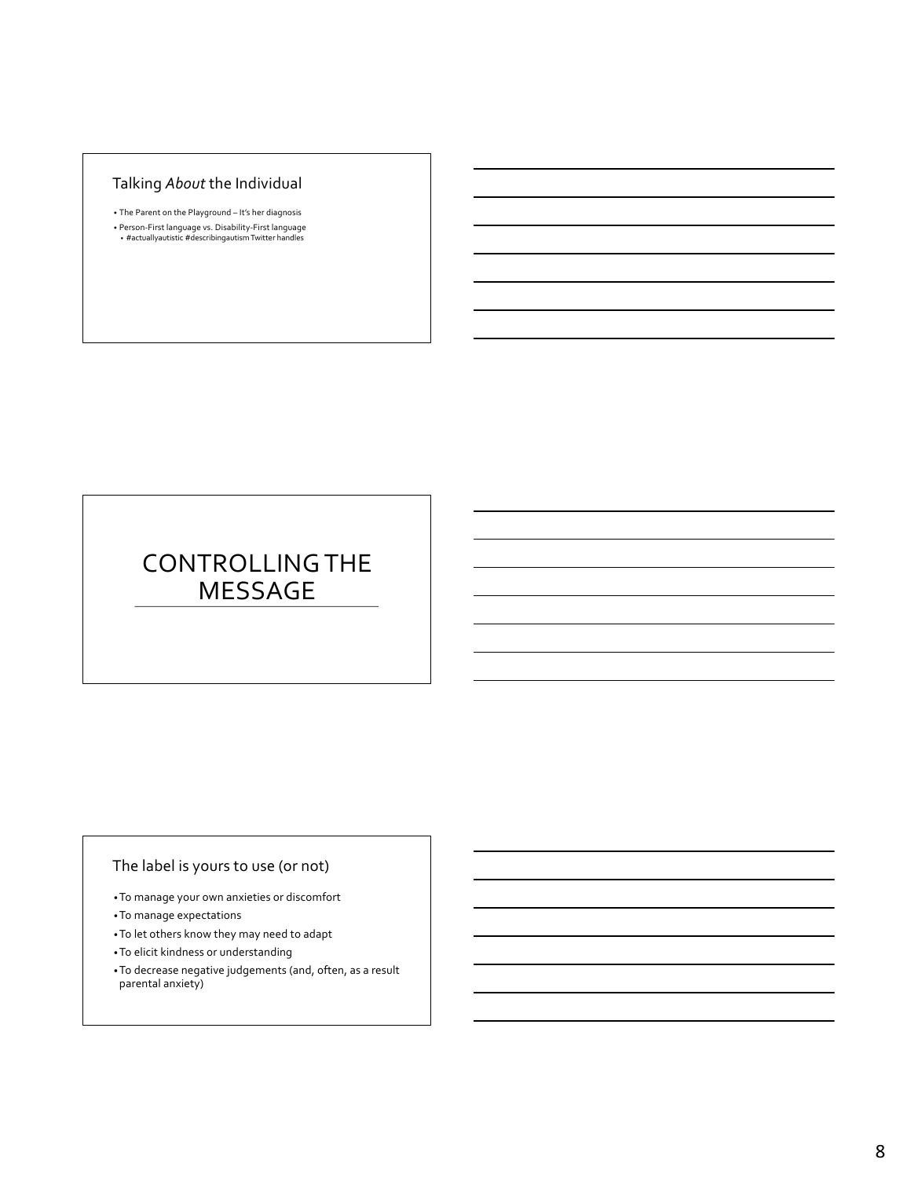## Talking *About* the Individual

- The Parent on the Playground – It's her diagnosis
- Person-First language vs. Disability-First language
  - #actuallyautistic #describingautism Twitter handles

## CONTROLLING THE MESSAGE

## The label is yours to use (or not)

- To manage your own anxieties or discomfort
- To manage expectations
- To let others know they may need to adapt
- To elicit kindness or understanding
- To decrease negative judgements (and, often, as a result parental anxiety)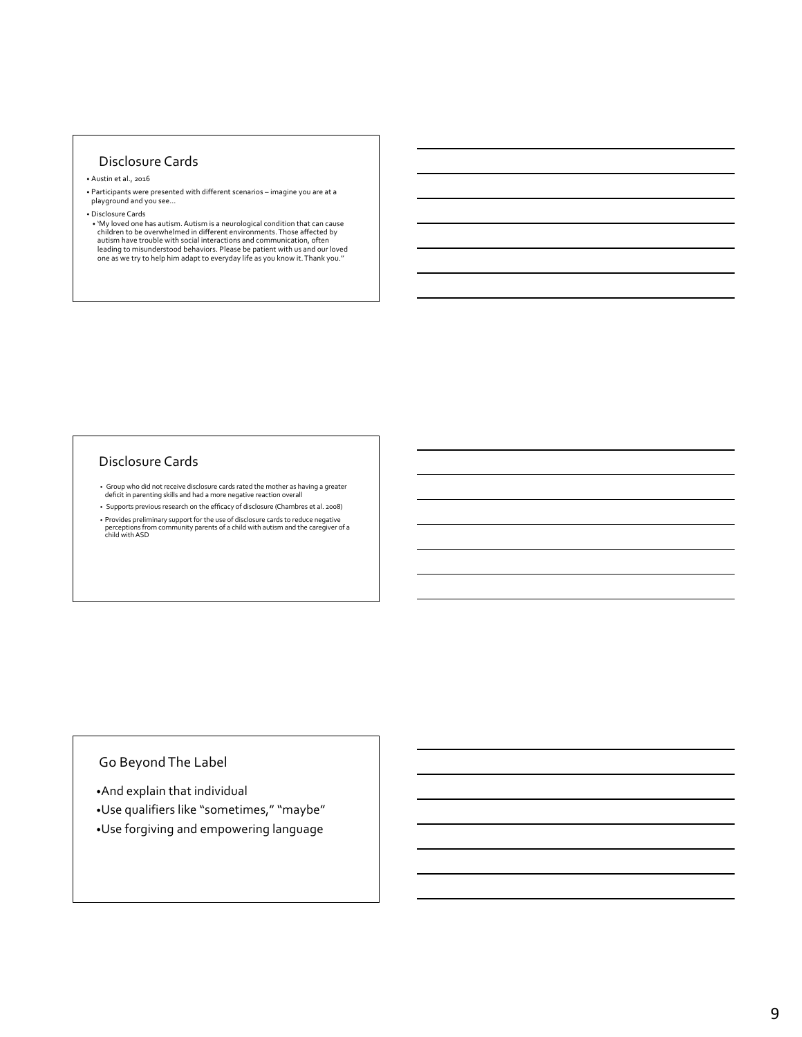## Disclosure Cards

- Austin et al., 2016
- Participants were presented with different scenarios – imagine you are at a playground and you see…
- Disclosure Cards
  - 'My loved one has autism. Autism is a neurological condition that can cause children to be overwhelmed in different environments. Those affected by autism have trouble with social interactions and communication, often leading to misunderstood behaviors. Please be patient with us and our loved one as we try to help him adapt to everyday life as you know it. Thank you."

## Disclosure Cards

- Group who did not receive disclosure cards rated the mother as having a greater deficit in parenting skills and had a more negative reaction overall
- Supports previous research on the efficacy of disclosure (Chambres et al. 2008)
- Provides preliminary support for the use of disclosure cards to reduce negative perceptions from community parents of a child with autism and the caregiver of a child with ASD

## Go Beyond The Label

- And explain that individual
- Use qualifiers like "sometimes," "maybe"
- Use forgiving and empowering language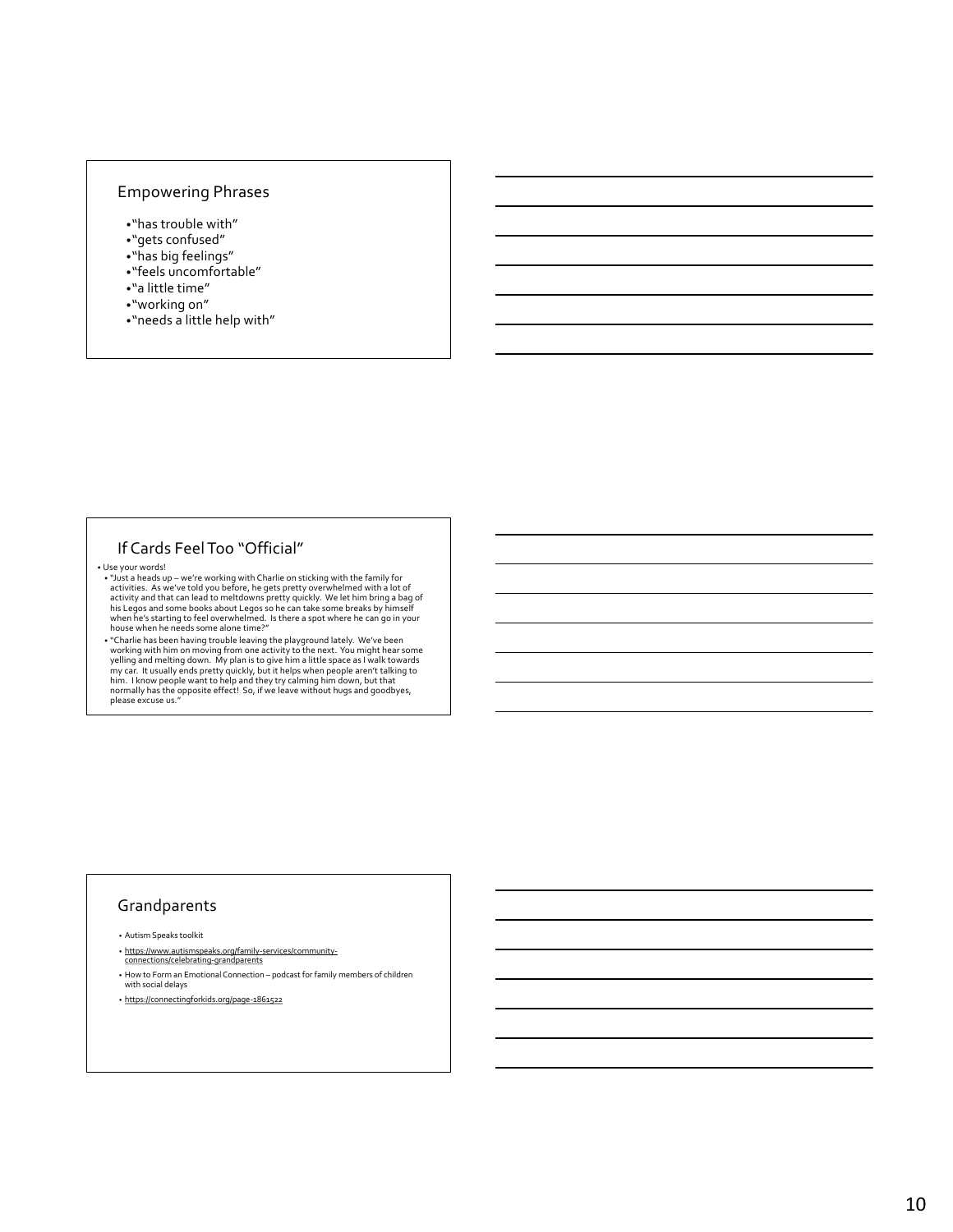## Empowering Phrases

- "has trouble with"
- "gets confused"
- "has big feelings"
- "feels uncomfortable"
- "a little time"
- "working on"
- "needs a little help with"

## If Cards Feel Too "Official"

- Use your words!
  - "Just a heads up – we're working with Charlie on sticking with the family for activities. As we've told you before, he gets pretty overwhelmed with a lot of activity and that can lead to meltdowns pretty quickly. We let him bring a bag of his Legos and some books about Legos so he can take some breaks by himself when he's starting to feel overwhelmed. Is there a spot where he can go in your house when he needs some alone time?"
  - "Charlie has been having trouble leaving the playground lately. We've been working with him on moving from one activity to the next. You might hear some yelling and melting down. My plan is to give him a little space as I walk towards my car. It usually ends pretty quickly, but it helps when people aren't talking to him. I know people want to help and they try calming him down, but that normally has the opposite effect! So, if we leave without hugs and goodbyes, please excuse us."

## Grandparents

- Autism Speaks toolkit
- https://www.autismspeaks.org/family-services/community-connections/celebrating-grandparents
- How to Form an Emotional Connection – podcast for family members of children with social delays
- https://connectingforkids.org/page-1861522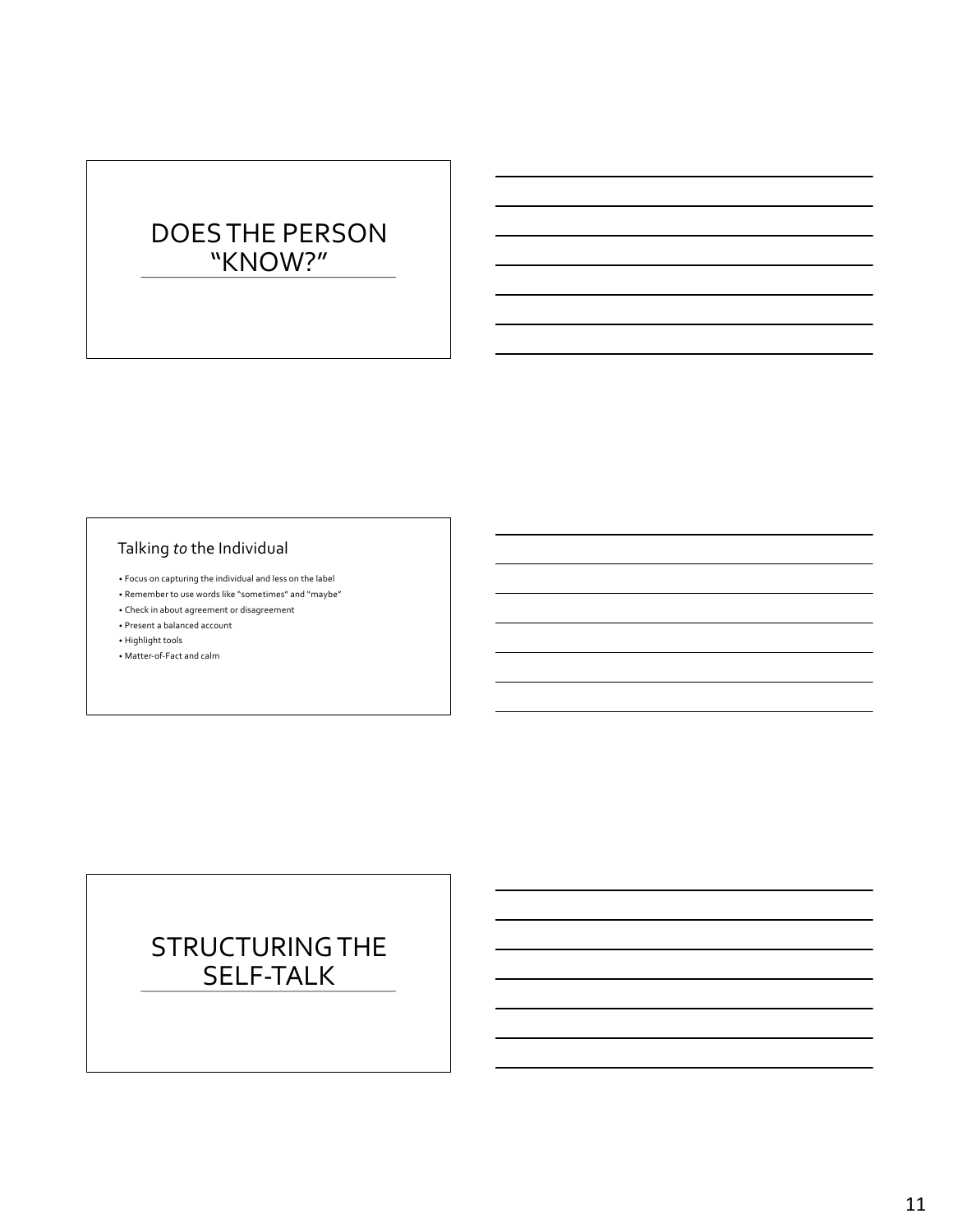# DOES THE PERSON "KNOW?"

## Talking *to* the Individual

- Focus on capturing the individual and less on the label
- Remember to use words like "sometimes" and "maybe"
- Check in about agreement or disagreement
- Present a balanced account
- Highlight tools
- Matter-of-Fact and calm

# STRUCTURING THE SELF-TALK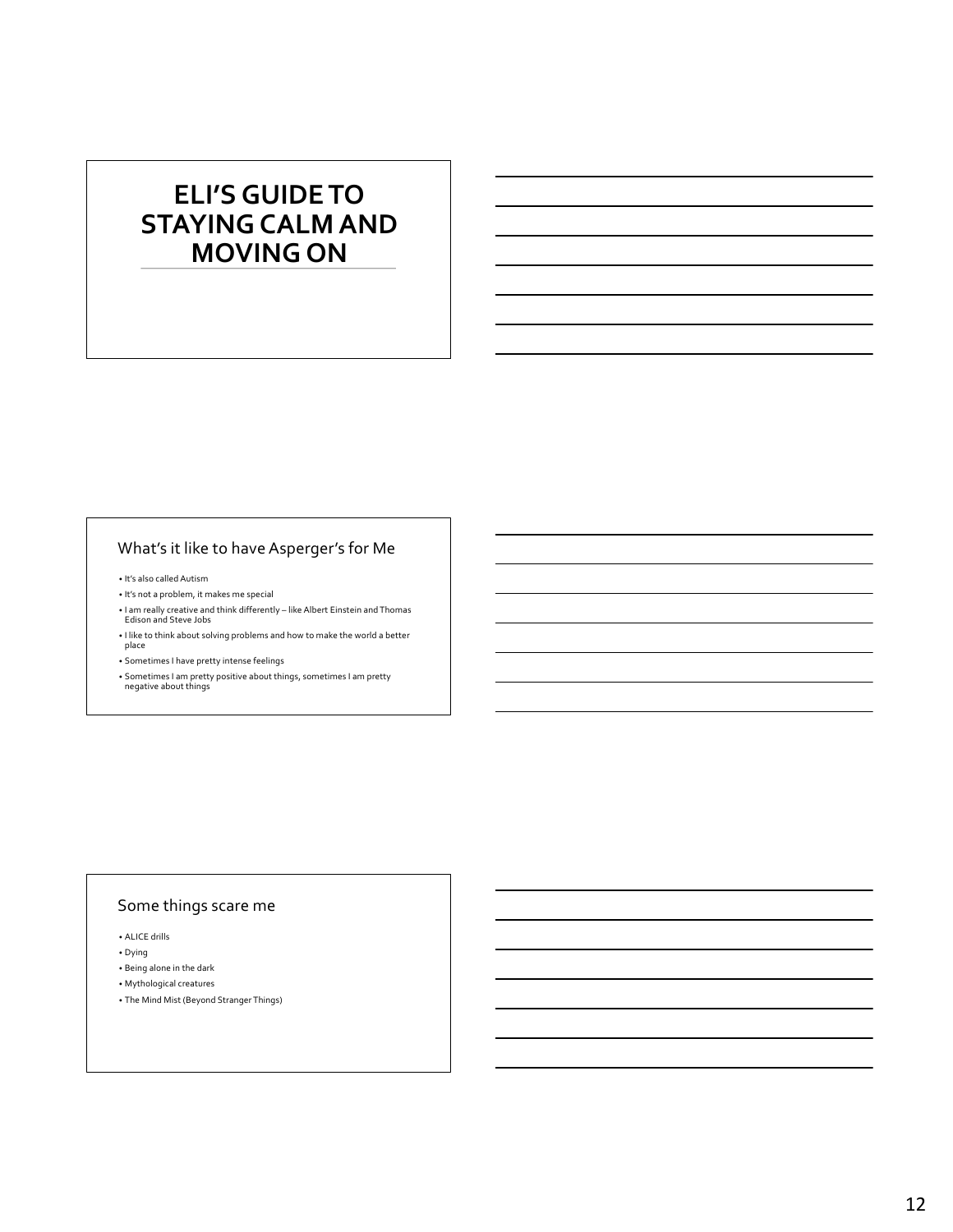# ELI'S GUIDE TO STAYING CALM AND MOVING ON

## What's it like to have Asperger's for Me

- It's also called Autism
- It's not a problem, it makes me special
- I am really creative and think differently – like Albert Einstein and Thomas Edison and Steve Jobs
- I like to think about solving problems and how to make the world a better place
- Sometimes I have pretty intense feelings
- Sometimes I am pretty positive about things, sometimes I am pretty negative about things

## Some things scare me

- ALICE drills
- Dying
- Being alone in the dark
- Mythological creatures
- The Mind Mist (Beyond Stranger Things)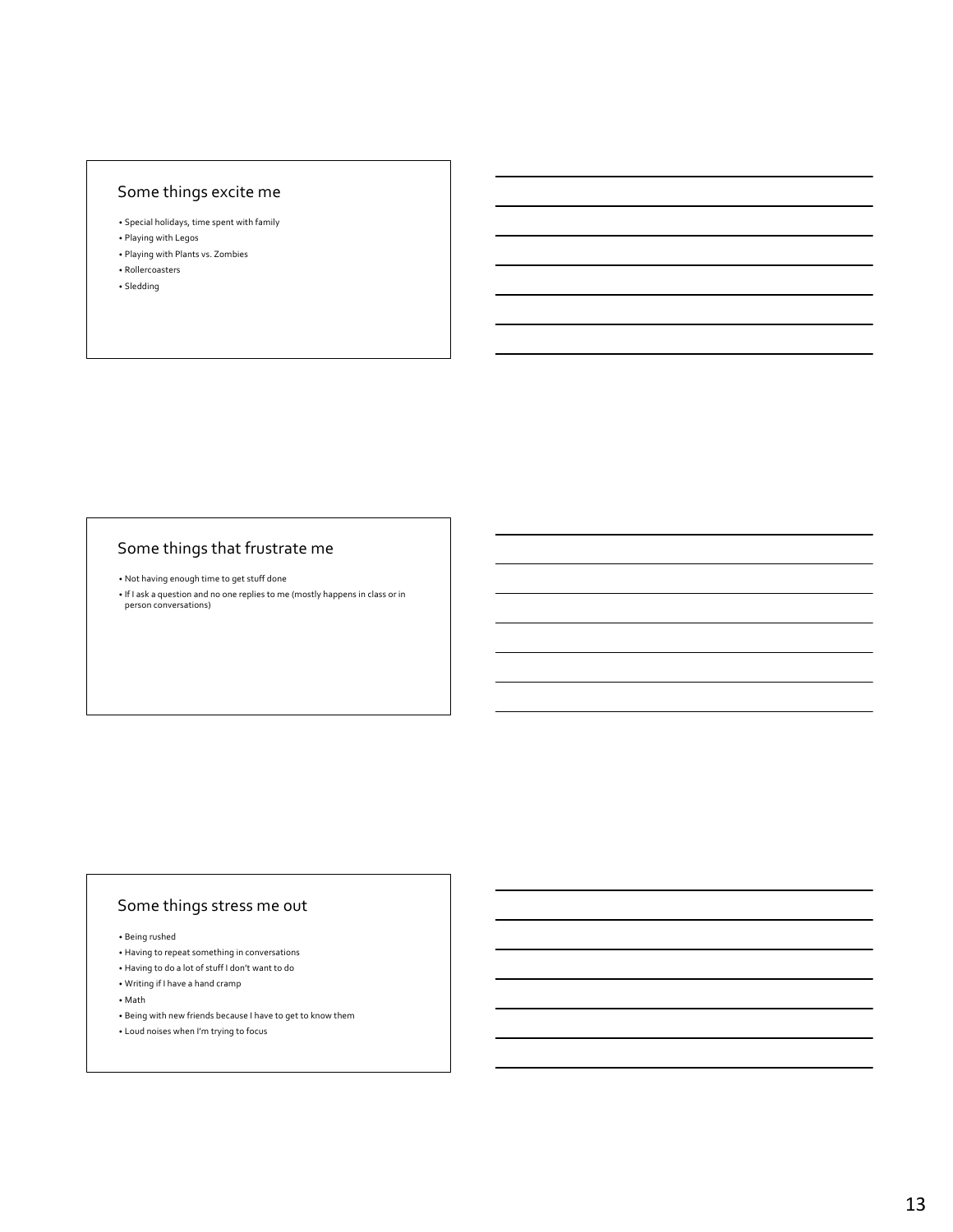## Some things excite me

- Special holidays, time spent with family
- Playing with Legos
- Playing with Plants vs. Zombies
- Rollercoasters
- Sledding

## Some things that frustrate me

- Not having enough time to get stuff done
- If I ask a question and no one replies to me (mostly happens in class or in person conversations)

## Some things stress me out

- Being rushed
- Having to repeat something in conversations
- Having to do a lot of stuff I don't want to do
- Writing if I have a hand cramp
- Math
- Being with new friends because I have to get to know them
- Loud noises when I'm trying to focus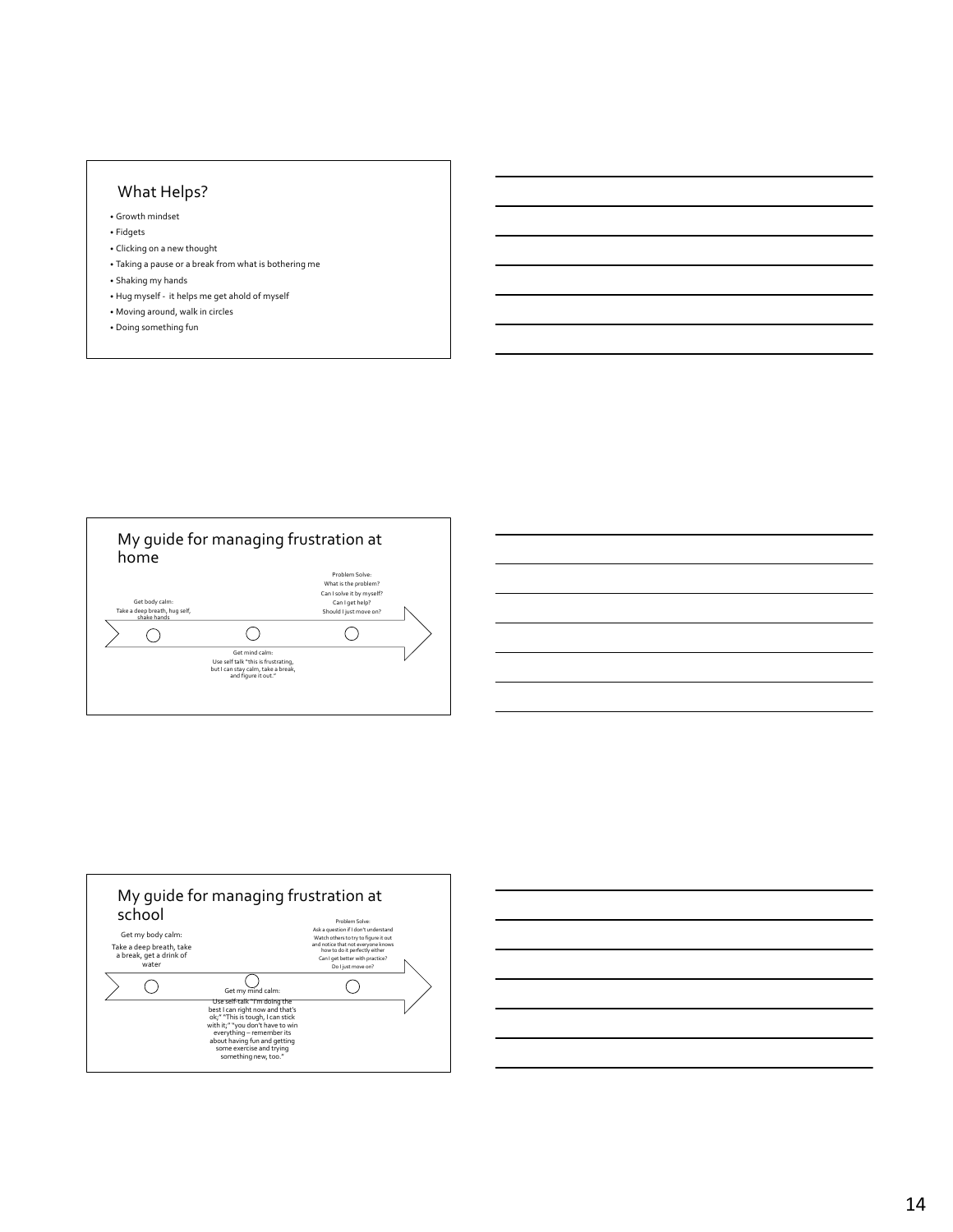## What Helps?

- Growth mindset
- Fidgets
- Clicking on a new thought
- Taking a pause or a break from what is bothering me
- Shaking my hands
- Hug myself - it helps me get ahold of myself
- Moving around, walk in circles
- Doing something fun

## My guide for managing frustration at home

Get body calm:
Take a deep breath, hug self, shake hands

Get mind calm:
Use self talk "this is frustrating, but I can stay calm, take a break, and figure it out."

Problem Solve:
What is the problem?
Can I solve it by myself?
Can I get help?
Should I just move on?

## My guide for managing frustration at school

Get my body calm:
Take a deep breath, take a break, get a drink of water

Get my mind calm:
Use self-talk "I'm doing the best I can right now and that's ok;" "This is tough, I can stick with it;" "you don't have to win everything – remember its about having fun and getting some exercise and trying something new, too."

Problem Solve:
Ask a question if I don't understand
Watch others to try to figure it out and notice that not everyone knows how to do it perfectly either
Can I get better with practice?
Do I just move on?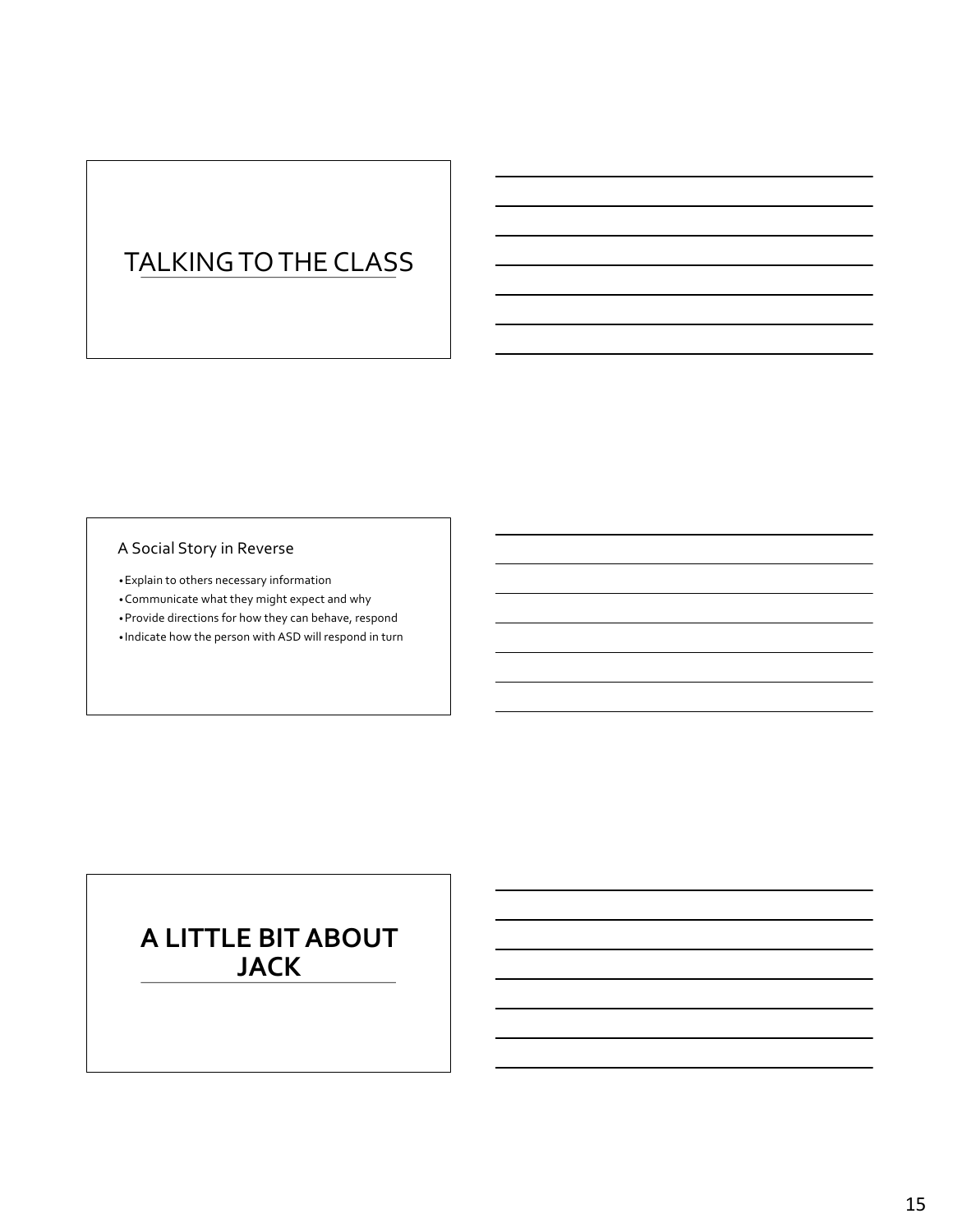# TALKING TO THE CLASS

A Social Story in Reverse

- Explain to others necessary information
- Communicate what they might expect and why
- Provide directions for how they can behave, respond
- Indicate how the person with ASD will respond in turn

# **A LITTLE BIT ABOUT JACK**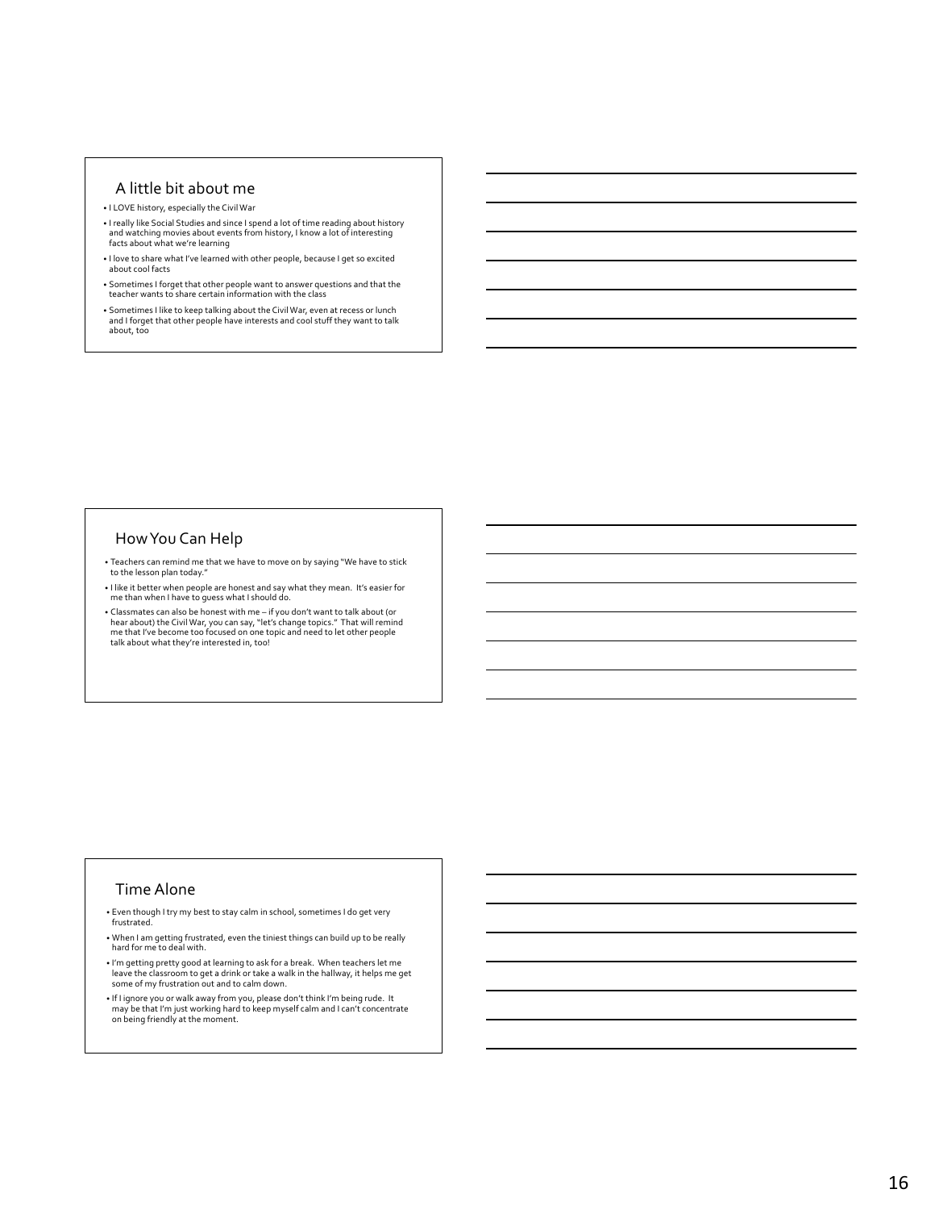## A little bit about me

- I LOVE history, especially the Civil War
- I really like Social Studies and since I spend a lot of time reading about history and watching movies about events from history, I know a lot of interesting facts about what we're learning
- I love to share what I've learned with other people, because I get so excited about cool facts
- Sometimes I forget that other people want to answer questions and that the teacher wants to share certain information with the class
- Sometimes I like to keep talking about the Civil War, even at recess or lunch and I forget that other people have interests and cool stuff they want to talk about, too

## How You Can Help

- Teachers can remind me that we have to move on by saying "We have to stick to the lesson plan today."
- I like it better when people are honest and say what they mean. It's easier for me than when I have to guess what I should do.
- Classmates can also be honest with me – if you don't want to talk about (or hear about) the Civil War, you can say, "let's change topics." That will remind me that I've become too focused on one topic and need to let other people talk about what they're interested in, too!

## Time Alone

- Even though I try my best to stay calm in school, sometimes I do get very frustrated.
- When I am getting frustrated, even the tiniest things can build up to be really hard for me to deal with.
- I'm getting pretty good at learning to ask for a break. When teachers let me leave the classroom to get a drink or take a walk in the hallway, it helps me get some of my frustration out and to calm down.
- If I ignore you or walk away from you, please don't think I'm being rude. It may be that I'm just working hard to keep myself calm and I can't concentrate on being friendly at the moment.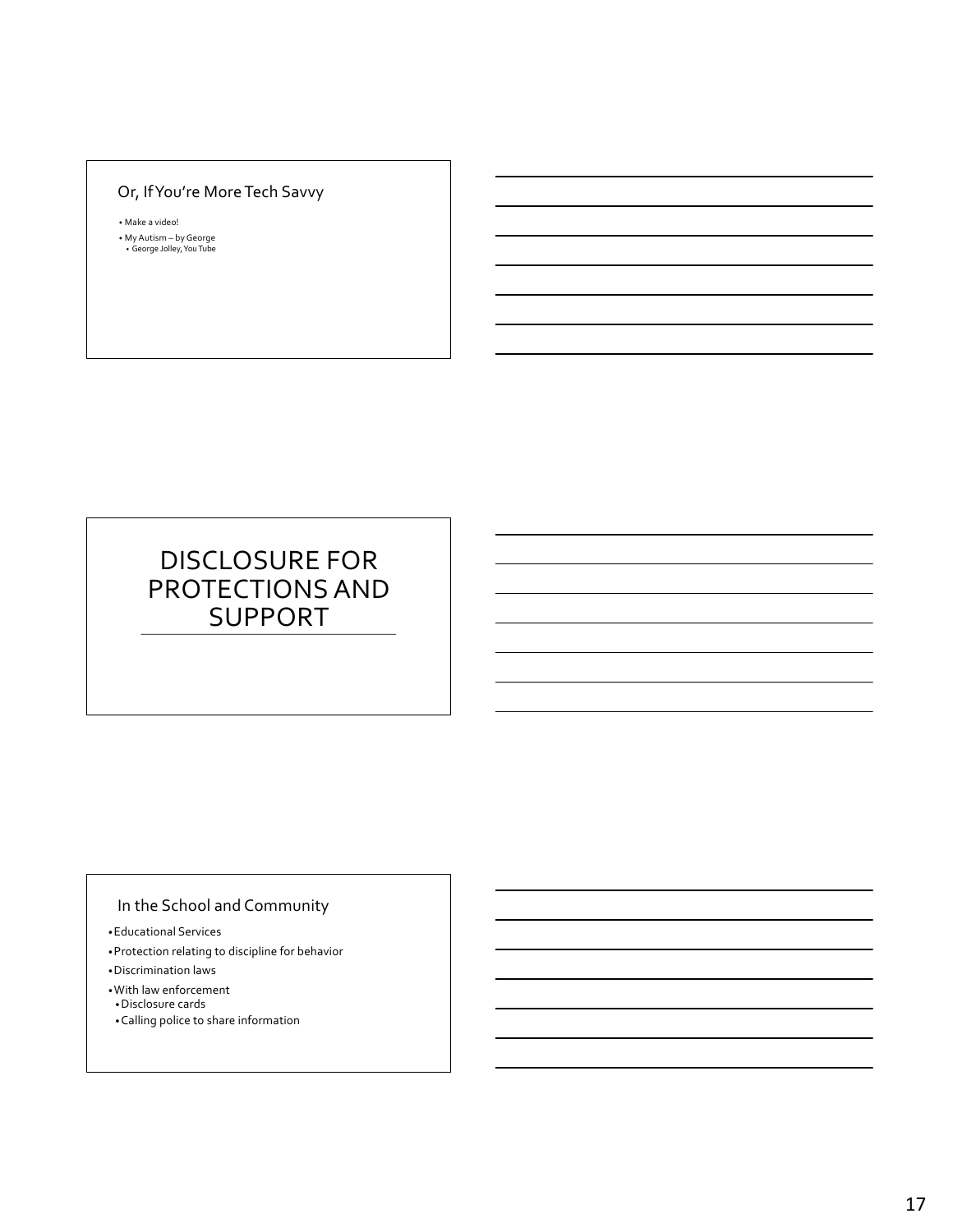## Or, If You're More Tech Savvy

- Make a video!
- My Autism – by George
  - George Jolley, You Tube

# DISCLOSURE FOR PROTECTIONS AND SUPPORT

## In the School and Community

- Educational Services
- Protection relating to discipline for behavior
- Discrimination laws
- With law enforcement
  - Disclosure cards
  - Calling police to share information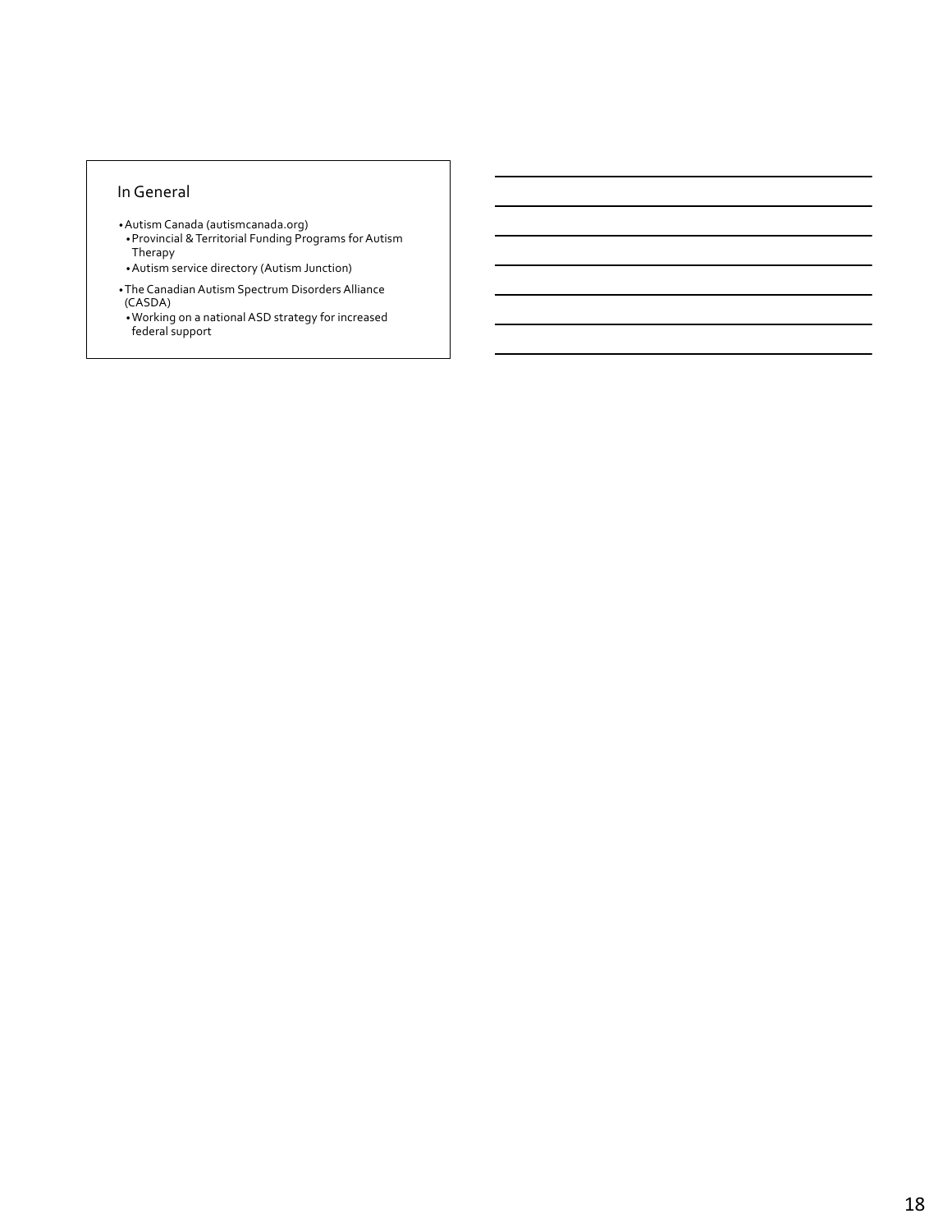## In General

- Autism Canada (autismcanada.org)
  - Provincial & Territorial Funding Programs for Autism Therapy
  - Autism service directory (Autism Junction)
- The Canadian Autism Spectrum Disorders Alliance (CASDA)
  - Working on a national ASD strategy for increased federal support